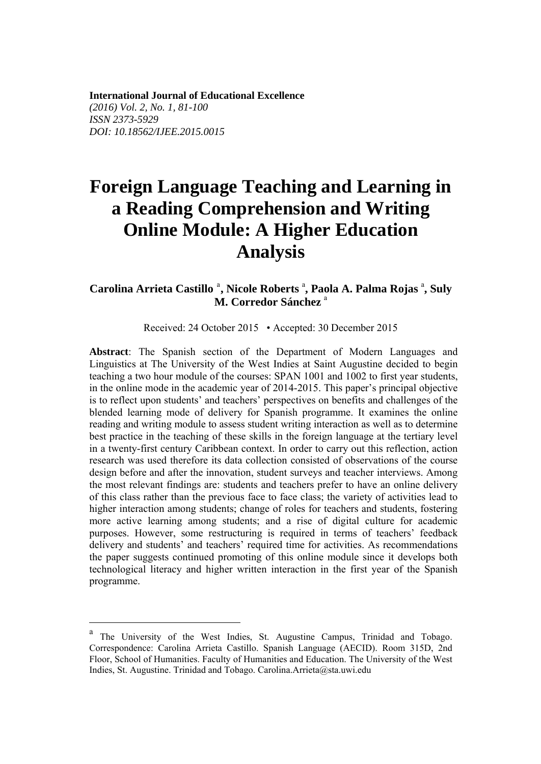**International Journal of Educational Excellence**
*(2016) Vol. 2, No. 1, 81-100*
*ISSN 2373-5929*
*DOI: 10.18562/IJEE.2015.0015*

# Foreign Language Teaching and Learning in a Reading Comprehension and Writing Online Module: A Higher Education Analysis

**Carolina Arrieta Castillo [a], Nicole Roberts [a], Paola A. Palma Rojas [a], Suly M. Corredor Sánchez [a]**

Received: 24 October 2015 • Accepted: 30 December 2015

**Abstract**: The Spanish section of the Department of Modern Languages and Linguistics at The University of the West Indies at Saint Augustine decided to begin teaching a two hour module of the courses: SPAN 1001 and 1002 to first year students, in the online mode in the academic year of 2014-2015. This paper's principal objective is to reflect upon students' and teachers' perspectives on benefits and challenges of the blended learning mode of delivery for Spanish programme. It examines the online reading and writing module to assess student writing interaction as well as to determine best practice in the teaching of these skills in the foreign language at the tertiary level in a twenty-first century Caribbean context. In order to carry out this reflection, action research was used therefore its data collection consisted of observations of the course design before and after the innovation, student surveys and teacher interviews. Among the most relevant findings are: students and teachers prefer to have an online delivery of this class rather than the previous face to face class; the variety of activities lead to higher interaction among students; change of roles for teachers and students, fostering more active learning among students; and a rise of digital culture for academic purposes. However, some restructuring is required in terms of teachers' feedback delivery and students' and teachers' required time for activities. As recommendations the paper suggests continued promoting of this online module since it develops both technological literacy and higher written interaction in the first year of the Spanish programme.

---

[a] The University of the West Indies, St. Augustine Campus, Trinidad and Tobago. Correspondence: Carolina Arrieta Castillo. Spanish Language (AECID). Room 315D, 2nd Floor, School of Humanities. Faculty of Humanities and Education. The University of the West Indies, St. Augustine. Trinidad and Tobago. Carolina.Arrieta@sta.uwi.edu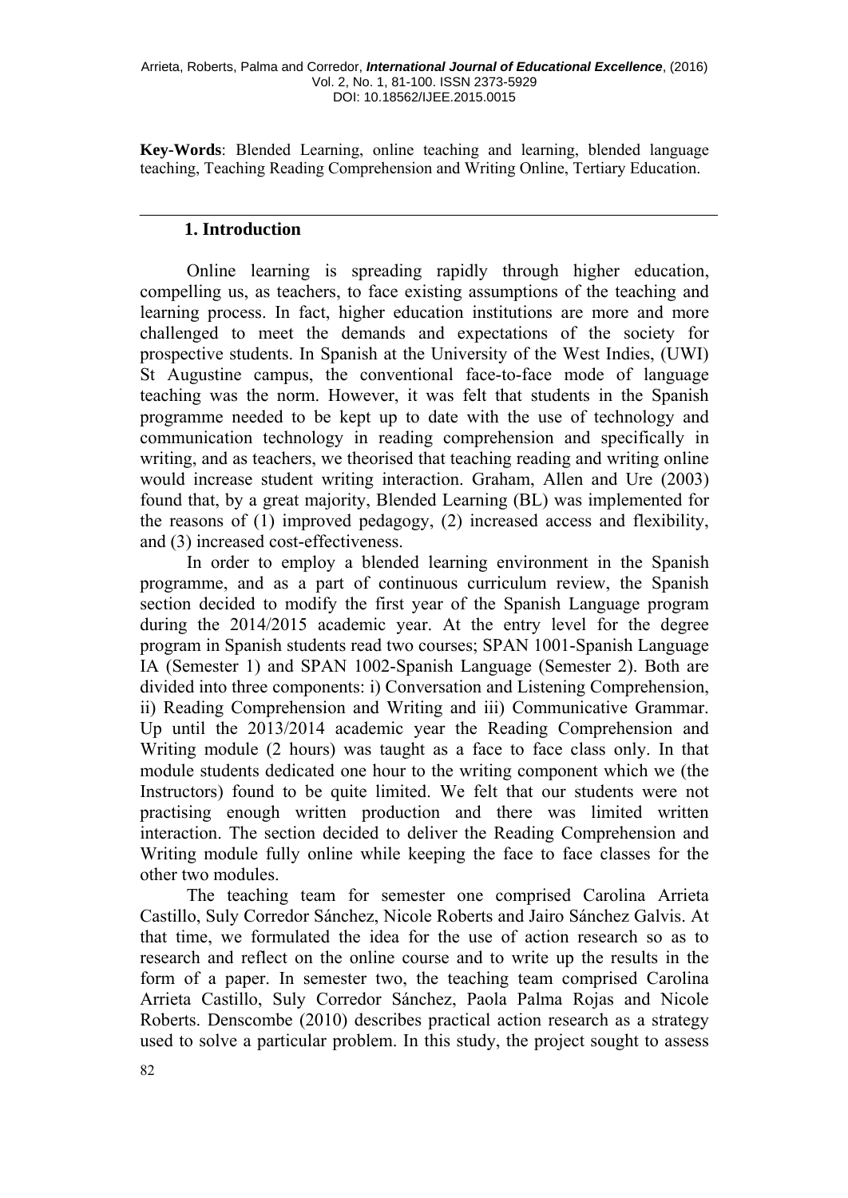**Key-Words**: Blended Learning, online teaching and learning, blended language teaching, Teaching Reading Comprehension and Writing Online, Tertiary Education.

## 1. Introduction

Online learning is spreading rapidly through higher education, compelling us, as teachers, to face existing assumptions of the teaching and learning process. In fact, higher education institutions are more and more challenged to meet the demands and expectations of the society for prospective students. In Spanish at the University of the West Indies, (UWI) St Augustine campus, the conventional face-to-face mode of language teaching was the norm. However, it was felt that students in the Spanish programme needed to be kept up to date with the use of technology and communication technology in reading comprehension and specifically in writing, and as teachers, we theorised that teaching reading and writing online would increase student writing interaction. Graham, Allen and Ure (2003) found that, by a great majority, Blended Learning (BL) was implemented for the reasons of (1) improved pedagogy, (2) increased access and flexibility, and (3) increased cost-effectiveness.

In order to employ a blended learning environment in the Spanish programme, and as a part of continuous curriculum review, the Spanish section decided to modify the first year of the Spanish Language program during the 2014/2015 academic year. At the entry level for the degree program in Spanish students read two courses; SPAN 1001-Spanish Language IA (Semester 1) and SPAN 1002-Spanish Language (Semester 2). Both are divided into three components: i) Conversation and Listening Comprehension, ii) Reading Comprehension and Writing and iii) Communicative Grammar. Up until the 2013/2014 academic year the Reading Comprehension and Writing module (2 hours) was taught as a face to face class only. In that module students dedicated one hour to the writing component which we (the Instructors) found to be quite limited. We felt that our students were not practising enough written production and there was limited written interaction. The section decided to deliver the Reading Comprehension and Writing module fully online while keeping the face to face classes for the other two modules.

The teaching team for semester one comprised Carolina Arrieta Castillo, Suly Corredor Sánchez, Nicole Roberts and Jairo Sánchez Galvis. At that time, we formulated the idea for the use of action research so as to research and reflect on the online course and to write up the results in the form of a paper. In semester two, the teaching team comprised Carolina Arrieta Castillo, Suly Corredor Sánchez, Paola Palma Rojas and Nicole Roberts. Denscombe (2010) describes practical action research as a strategy used to solve a particular problem. In this study, the project sought to assess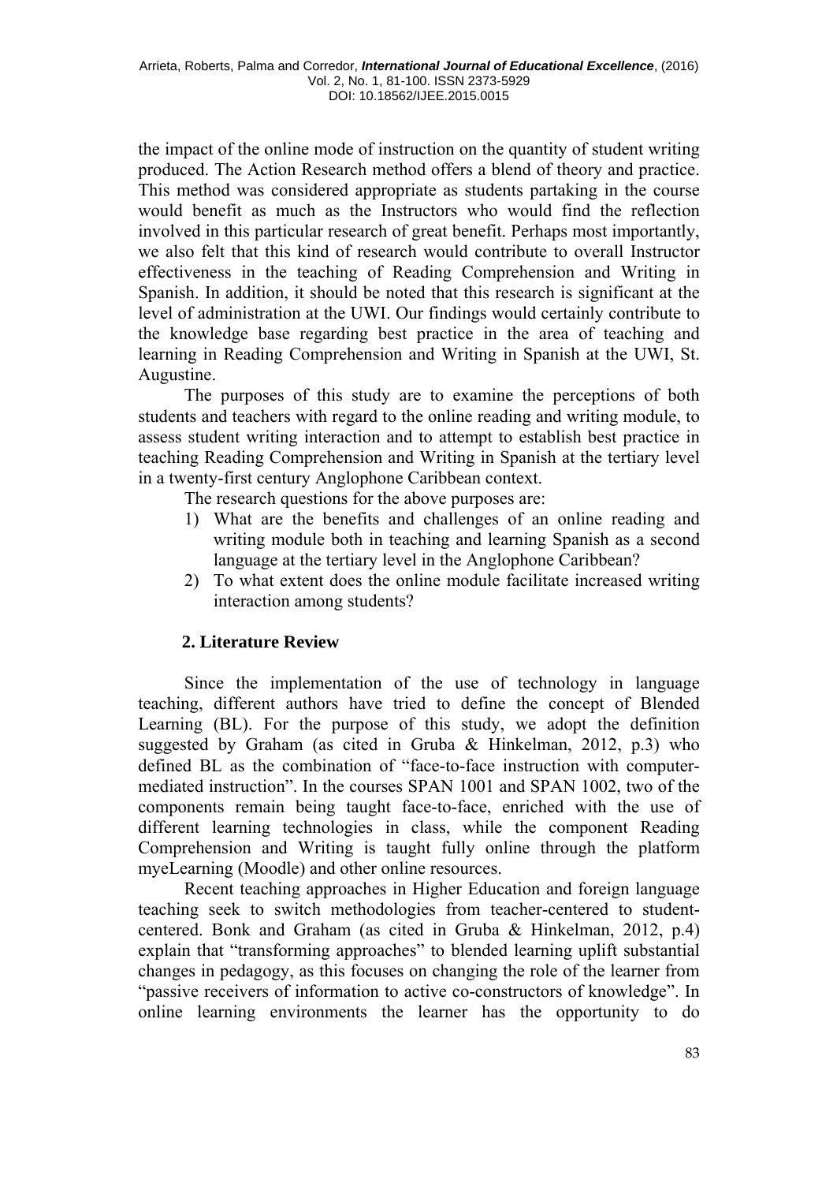the impact of the online mode of instruction on the quantity of student writing produced. The Action Research method offers a blend of theory and practice. This method was considered appropriate as students partaking in the course would benefit as much as the Instructors who would find the reflection involved in this particular research of great benefit. Perhaps most importantly, we also felt that this kind of research would contribute to overall Instructor effectiveness in the teaching of Reading Comprehension and Writing in Spanish. In addition, it should be noted that this research is significant at the level of administration at the UWI. Our findings would certainly contribute to the knowledge base regarding best practice in the area of teaching and learning in Reading Comprehension and Writing in Spanish at the UWI, St. Augustine.

The purposes of this study are to examine the perceptions of both students and teachers with regard to the online reading and writing module, to assess student writing interaction and to attempt to establish best practice in teaching Reading Comprehension and Writing in Spanish at the tertiary level in a twenty-first century Anglophone Caribbean context.

The research questions for the above purposes are:

1) What are the benefits and challenges of an online reading and writing module both in teaching and learning Spanish as a second language at the tertiary level in the Anglophone Caribbean?
2) To what extent does the online module facilitate increased writing interaction among students?

## 2. Literature Review

Since the implementation of the use of technology in language teaching, different authors have tried to define the concept of Blended Learning (BL). For the purpose of this study, we adopt the definition suggested by Graham (as cited in Gruba & Hinkelman, 2012, p.3) who defined BL as the combination of "face-to-face instruction with computer-mediated instruction". In the courses SPAN 1001 and SPAN 1002, two of the components remain being taught face-to-face, enriched with the use of different learning technologies in class, while the component Reading Comprehension and Writing is taught fully online through the platform myeLearning (Moodle) and other online resources.

Recent teaching approaches in Higher Education and foreign language teaching seek to switch methodologies from teacher-centered to student-centered. Bonk and Graham (as cited in Gruba & Hinkelman, 2012, p.4) explain that "transforming approaches" to blended learning uplift substantial changes in pedagogy, as this focuses on changing the role of the learner from "passive receivers of information to active co-constructors of knowledge". In online learning environments the learner has the opportunity to do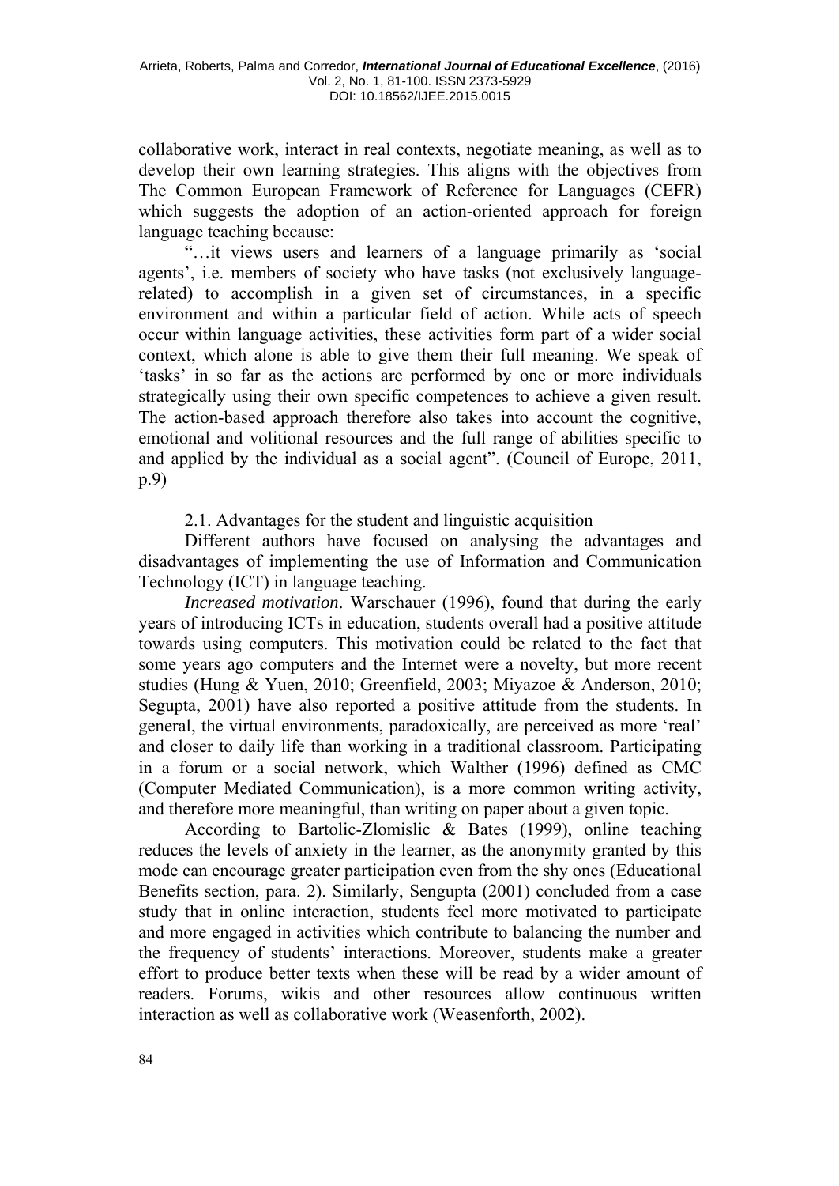collaborative work, interact in real contexts, negotiate meaning, as well as to develop their own learning strategies. This aligns with the objectives from The Common European Framework of Reference for Languages (CEFR) which suggests the adoption of an action-oriented approach for foreign language teaching because:

> "…it views users and learners of a language primarily as 'social agents', i.e. members of society who have tasks (not exclusively language-related) to accomplish in a given set of circumstances, in a specific environment and within a particular field of action. While acts of speech occur within language activities, these activities form part of a wider social context, which alone is able to give them their full meaning. We speak of 'tasks' in so far as the actions are performed by one or more individuals strategically using their own specific competences to achieve a given result. The action-based approach therefore also takes into account the cognitive, emotional and volitional resources and the full range of abilities specific to and applied by the individual as a social agent". (Council of Europe, 2011, p.9)

### 2.1. Advantages for the student and linguistic acquisition

Different authors have focused on analysing the advantages and disadvantages of implementing the use of Information and Communication Technology (ICT) in language teaching.

*Increased motivation*. Warschauer (1996), found that during the early years of introducing ICTs in education, students overall had a positive attitude towards using computers. This motivation could be related to the fact that some years ago computers and the Internet were a novelty, but more recent studies (Hung & Yuen, 2010; Greenfield, 2003; Miyazoe & Anderson, 2010; Segupta, 2001) have also reported a positive attitude from the students. In general, the virtual environments, paradoxically, are perceived as more 'real' and closer to daily life than working in a traditional classroom. Participating in a forum or a social network, which Walther (1996) defined as CMC (Computer Mediated Communication), is a more common writing activity, and therefore more meaningful, than writing on paper about a given topic.

According to Bartolic-Zlomislic & Bates (1999), online teaching reduces the levels of anxiety in the learner, as the anonymity granted by this mode can encourage greater participation even from the shy ones (Educational Benefits section, para. 2). Similarly, Sengupta (2001) concluded from a case study that in online interaction, students feel more motivated to participate and more engaged in activities which contribute to balancing the number and the frequency of students' interactions. Moreover, students make a greater effort to produce better texts when these will be read by a wider amount of readers. Forums, wikis and other resources allow continuous written interaction as well as collaborative work (Weasenforth, 2002).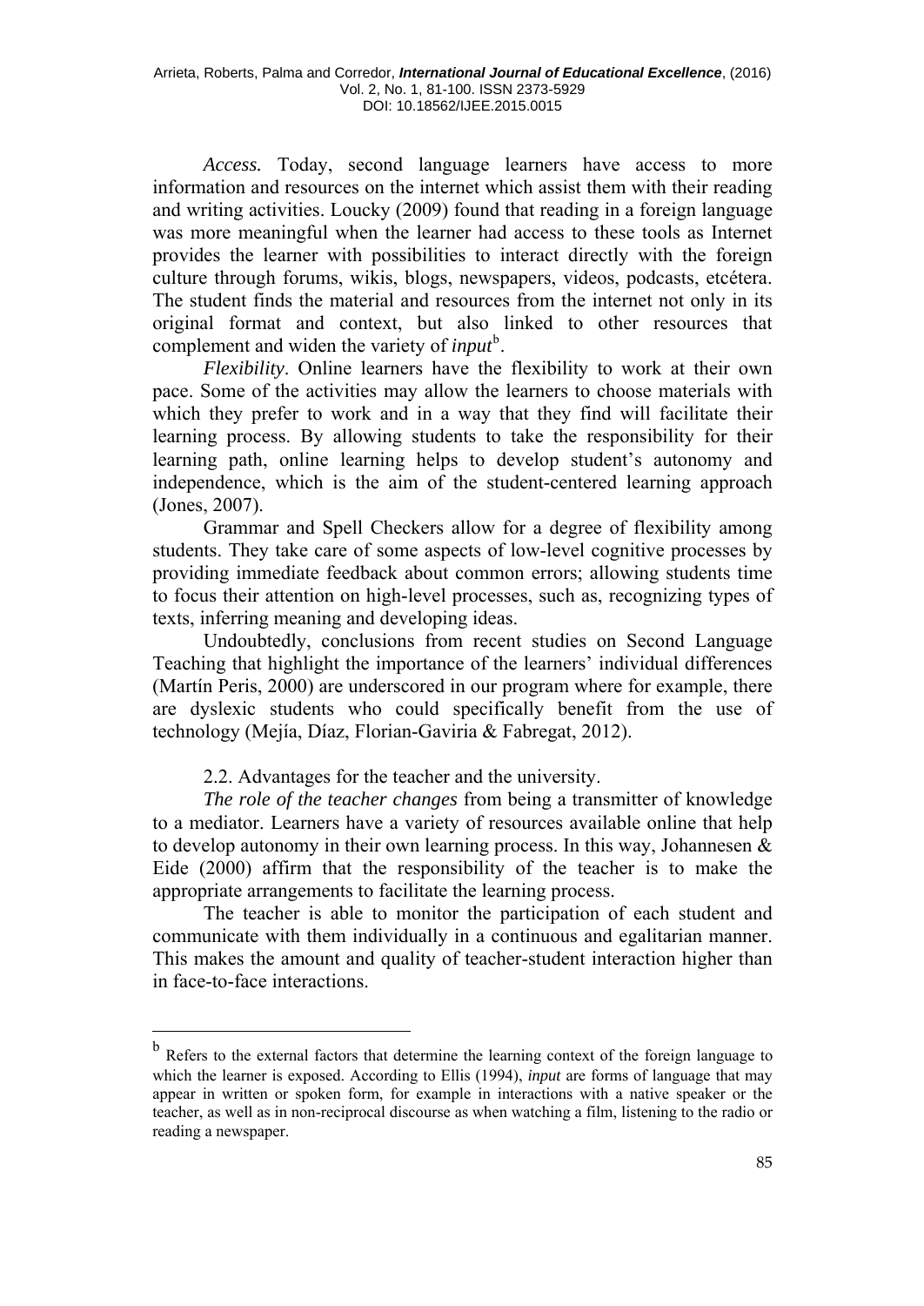*Access.* Today, second language learners have access to more information and resources on the internet which assist them with their reading and writing activities. Loucky (2009) found that reading in a foreign language was more meaningful when the learner had access to these tools as Internet provides the learner with possibilities to interact directly with the foreign culture through forums, wikis, blogs, newspapers, videos, podcasts, etcétera. The student finds the material and resources from the internet not only in its original format and context, but also linked to other resources that complement and widen the variety of *input*[b].

*Flexibility*. Online learners have the flexibility to work at their own pace. Some of the activities may allow the learners to choose materials with which they prefer to work and in a way that they find will facilitate their learning process. By allowing students to take the responsibility for their learning path, online learning helps to develop student's autonomy and independence, which is the aim of the student-centered learning approach (Jones, 2007).

Grammar and Spell Checkers allow for a degree of flexibility among students. They take care of some aspects of low-level cognitive processes by providing immediate feedback about common errors; allowing students time to focus their attention on high-level processes, such as, recognizing types of texts, inferring meaning and developing ideas.

Undoubtedly, conclusions from recent studies on Second Language Teaching that highlight the importance of the learners' individual differences (Martín Peris, 2000) are underscored in our program where for example, there are dyslexic students who could specifically benefit from the use of technology (Mejía, Díaz, Florian-Gaviria & Fabregat, 2012).

2.2. Advantages for the teacher and the university.

*The role of the teacher changes* from being a transmitter of knowledge to a mediator. Learners have a variety of resources available online that help to develop autonomy in their own learning process. In this way, Johannesen & Eide (2000) affirm that the responsibility of the teacher is to make the appropriate arrangements to facilitate the learning process.

The teacher is able to monitor the participation of each student and communicate with them individually in a continuous and egalitarian manner. This makes the amount and quality of teacher-student interaction higher than in face-to-face interactions.

---

[b] Refers to the external factors that determine the learning context of the foreign language to which the learner is exposed. According to Ellis (1994), *input* are forms of language that may appear in written or spoken form, for example in interactions with a native speaker or the teacher, as well as in non-reciprocal discourse as when watching a film, listening to the radio or reading a newspaper.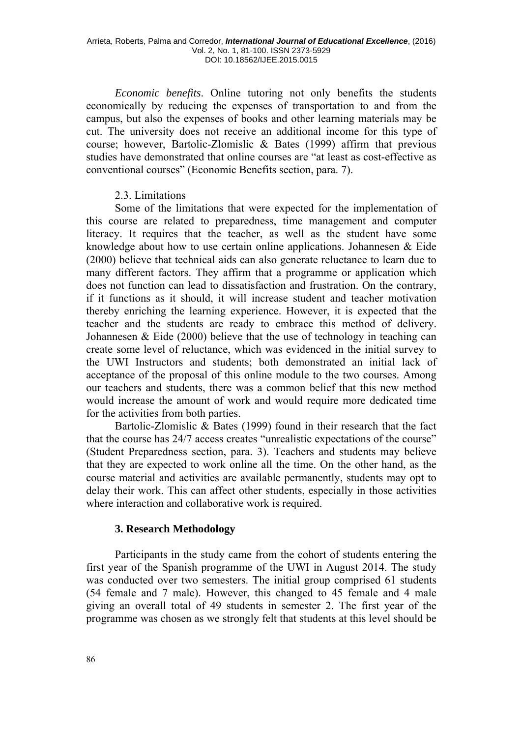*Economic benefits*. Online tutoring not only benefits the students economically by reducing the expenses of transportation to and from the campus, but also the expenses of books and other learning materials may be cut. The university does not receive an additional income for this type of course; however, Bartolic-Zlomislic & Bates (1999) affirm that previous studies have demonstrated that online courses are "at least as cost-effective as conventional courses" (Economic Benefits section, para. 7).

### 2.3. Limitations

Some of the limitations that were expected for the implementation of this course are related to preparedness, time management and computer literacy. It requires that the teacher, as well as the student have some knowledge about how to use certain online applications. Johannesen & Eide (2000) believe that technical aids can also generate reluctance to learn due to many different factors. They affirm that a programme or application which does not function can lead to dissatisfaction and frustration. On the contrary, if it functions as it should, it will increase student and teacher motivation thereby enriching the learning experience. However, it is expected that the teacher and the students are ready to embrace this method of delivery. Johannesen & Eide (2000) believe that the use of technology in teaching can create some level of reluctance, which was evidenced in the initial survey to the UWI Instructors and students; both demonstrated an initial lack of acceptance of the proposal of this online module to the two courses. Among our teachers and students, there was a common belief that this new method would increase the amount of work and would require more dedicated time for the activities from both parties.

Bartolic-Zlomislic & Bates (1999) found in their research that the fact that the course has 24/7 access creates "unrealistic expectations of the course" (Student Preparedness section, para. 3). Teachers and students may believe that they are expected to work online all the time. On the other hand, as the course material and activities are available permanently, students may opt to delay their work. This can affect other students, especially in those activities where interaction and collaborative work is required.

## 3. Research Methodology

Participants in the study came from the cohort of students entering the first year of the Spanish programme of the UWI in August 2014. The study was conducted over two semesters. The initial group comprised 61 students (54 female and 7 male). However, this changed to 45 female and 4 male giving an overall total of 49 students in semester 2. The first year of the programme was chosen as we strongly felt that students at this level should be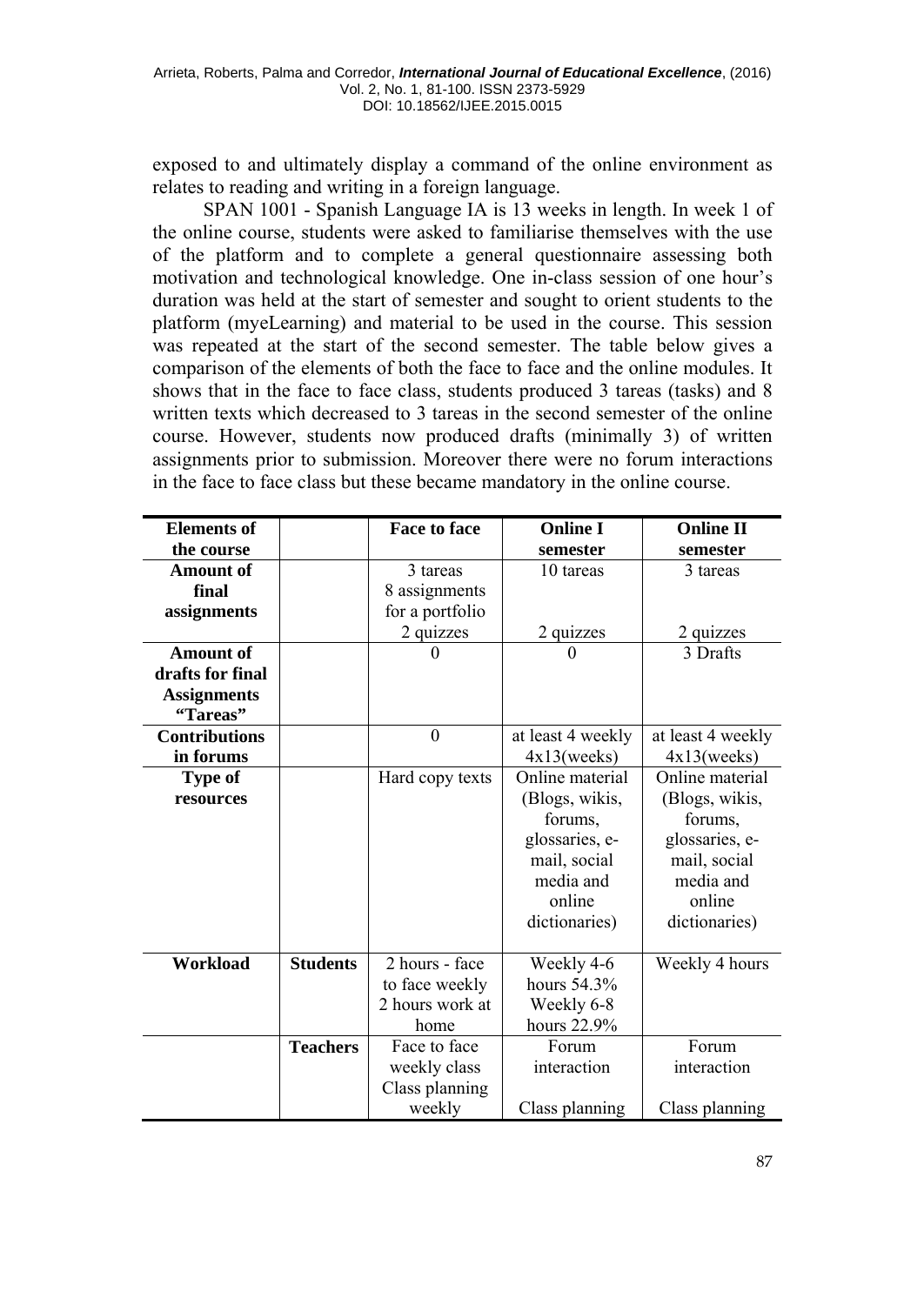exposed to and ultimately display a command of the online environment as relates to reading and writing in a foreign language.

SPAN 1001 - Spanish Language IA is 13 weeks in length. In week 1 of the online course, students were asked to familiarise themselves with the use of the platform and to complete a general questionnaire assessing both motivation and technological knowledge. One in-class session of one hour's duration was held at the start of semester and sought to orient students to the platform (myeLearning) and material to be used in the course. This session was repeated at the start of the second semester. The table below gives a comparison of the elements of both the face to face and the online modules. It shows that in the face to face class, students produced 3 tareas (tasks) and 8 written texts which decreased to 3 tareas in the second semester of the online course. However, students now produced drafts (minimally 3) of written assignments prior to submission. Moreover there were no forum interactions in the face to face class but these became mandatory in the online course.

| Elements of the course | | Face to face | Online I semester | Online II semester |
|---|---|---|---|---|
| **Amount of final assignments** | | 3 tareas<br>8 assignments for a portfolio<br>2 quizzes | 10 tareas<br><br>2 quizzes | 3 tareas<br><br>2 quizzes |
| **Amount of drafts for final Assignments "Tareas"** | | 0 | 0 | 3 Drafts |
| **Contributions in forums** | | 0 | at least 4 weekly 4x13(weeks) | at least 4 weekly 4x13(weeks) |
| **Type of resources** | | Hard copy texts | Online material (Blogs, wikis, forums, glossaries, e-mail, social media and online dictionaries) | Online material (Blogs, wikis, forums, glossaries, e-mail, social media and online dictionaries) |
| **Workload** | **Students** | 2 hours - face to face weekly<br>2 hours work at home | Weekly 4-6 hours 54.3%<br>Weekly 6-8 hours 22.9% | Weekly 4 hours |
| | **Teachers** | Face to face weekly class<br>Class planning weekly | Forum interaction<br><br>Class planning | Forum interaction<br><br>Class planning |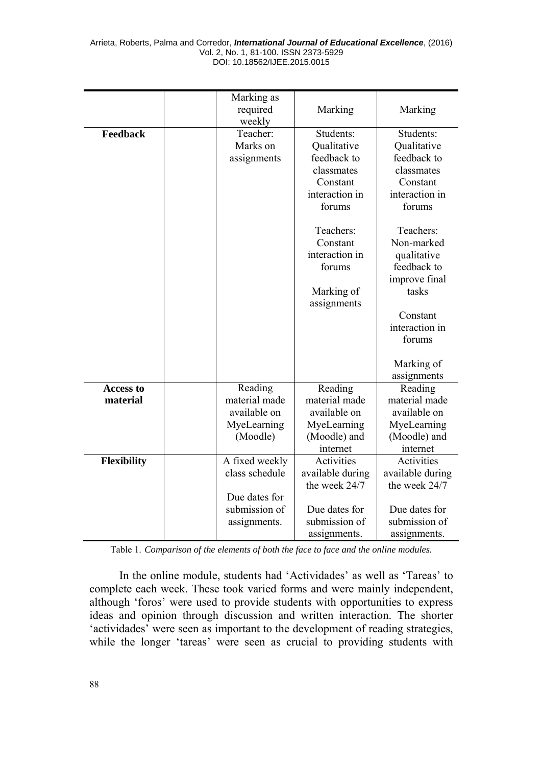| | | | | |
|---|---|---|---|---|
| | | Marking as required weekly | Marking | Marking |
| **Feedback** | | Teacher: Marks on assignments | Students: Qualitative feedback to classmates Constant interaction in forums<br><br>Teachers: Constant interaction in forums<br><br>Marking of assignments | Students: Qualitative feedback to classmates Constant interaction in forums<br><br>Teachers: Non-marked qualitative feedback to improve final tasks<br><br>Constant interaction in forums<br><br>Marking of assignments |
| **Access to material** | | Reading material made available on MyeLearning (Moodle) | Reading material made available on MyeLearning (Moodle) and internet | Reading material made available on MyeLearning (Moodle) and internet |
| **Flexibility** | | A fixed weekly class schedule<br><br>Due dates for submission of assignments. | Activities available during the week 24/7<br><br>Due dates for submission of assignments. | Activities available during the week 24/7<br><br>Due dates for submission of assignments. |

Table 1. *Comparison of the elements of both the face to face and the online modules.*

In the online module, students had 'Actividades' as well as 'Tareas' to complete each week. These took varied forms and were mainly independent, although 'foros' were used to provide students with opportunities to express ideas and opinion through discussion and written interaction. The shorter 'actividades' were seen as important to the development of reading strategies, while the longer 'tareas' were seen as crucial to providing students with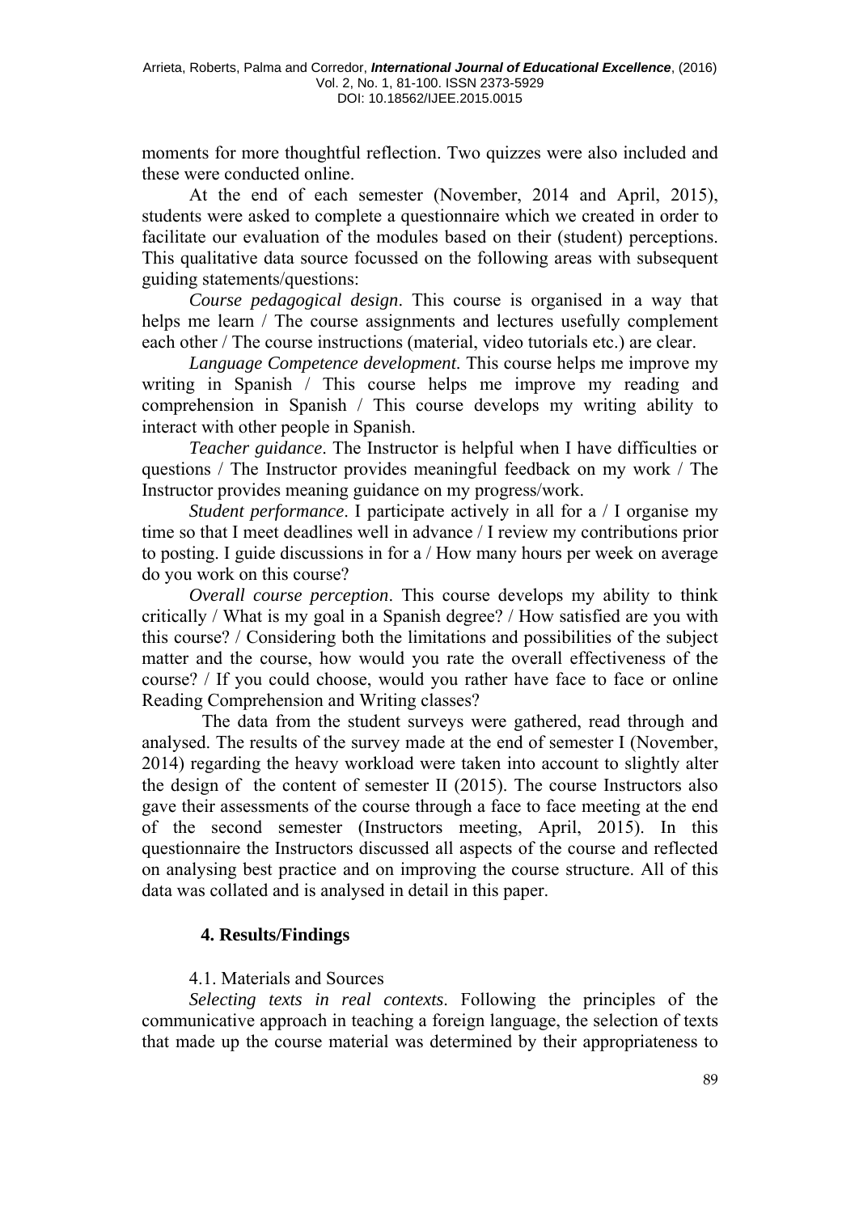moments for more thoughtful reflection. Two quizzes were also included and these were conducted online.

At the end of each semester (November, 2014 and April, 2015), students were asked to complete a questionnaire which we created in order to facilitate our evaluation of the modules based on their (student) perceptions. This qualitative data source focussed on the following areas with subsequent guiding statements/questions:

*Course pedagogical design*. This course is organised in a way that helps me learn / The course assignments and lectures usefully complement each other / The course instructions (material, video tutorials etc.) are clear.

*Language Competence development.* This course helps me improve my writing in Spanish / This course helps me improve my reading and comprehension in Spanish / This course develops my writing ability to interact with other people in Spanish.

*Teacher guidance*. The Instructor is helpful when I have difficulties or questions / The Instructor provides meaningful feedback on my work / The Instructor provides meaning guidance on my progress/work.

*Student performance*. I participate actively in all for a / I organise my time so that I meet deadlines well in advance / I review my contributions prior to posting. I guide discussions in for a / How many hours per week on average do you work on this course?

*Overall course perception*. This course develops my ability to think critically / What is my goal in a Spanish degree? / How satisfied are you with this course? / Considering both the limitations and possibilities of the subject matter and the course, how would you rate the overall effectiveness of the course? / If you could choose, would you rather have face to face or online Reading Comprehension and Writing classes?

The data from the student surveys were gathered, read through and analysed. The results of the survey made at the end of semester I (November, 2014) regarding the heavy workload were taken into account to slightly alter the design of the content of semester II (2015). The course Instructors also gave their assessments of the course through a face to face meeting at the end of the second semester (Instructors meeting, April, 2015). In this questionnaire the Instructors discussed all aspects of the course and reflected on analysing best practice and on improving the course structure. All of this data was collated and is analysed in detail in this paper.

## 4. Results/Findings

### 4.1. Materials and Sources

*Selecting texts in real contexts*. Following the principles of the communicative approach in teaching a foreign language, the selection of texts that made up the course material was determined by their appropriateness to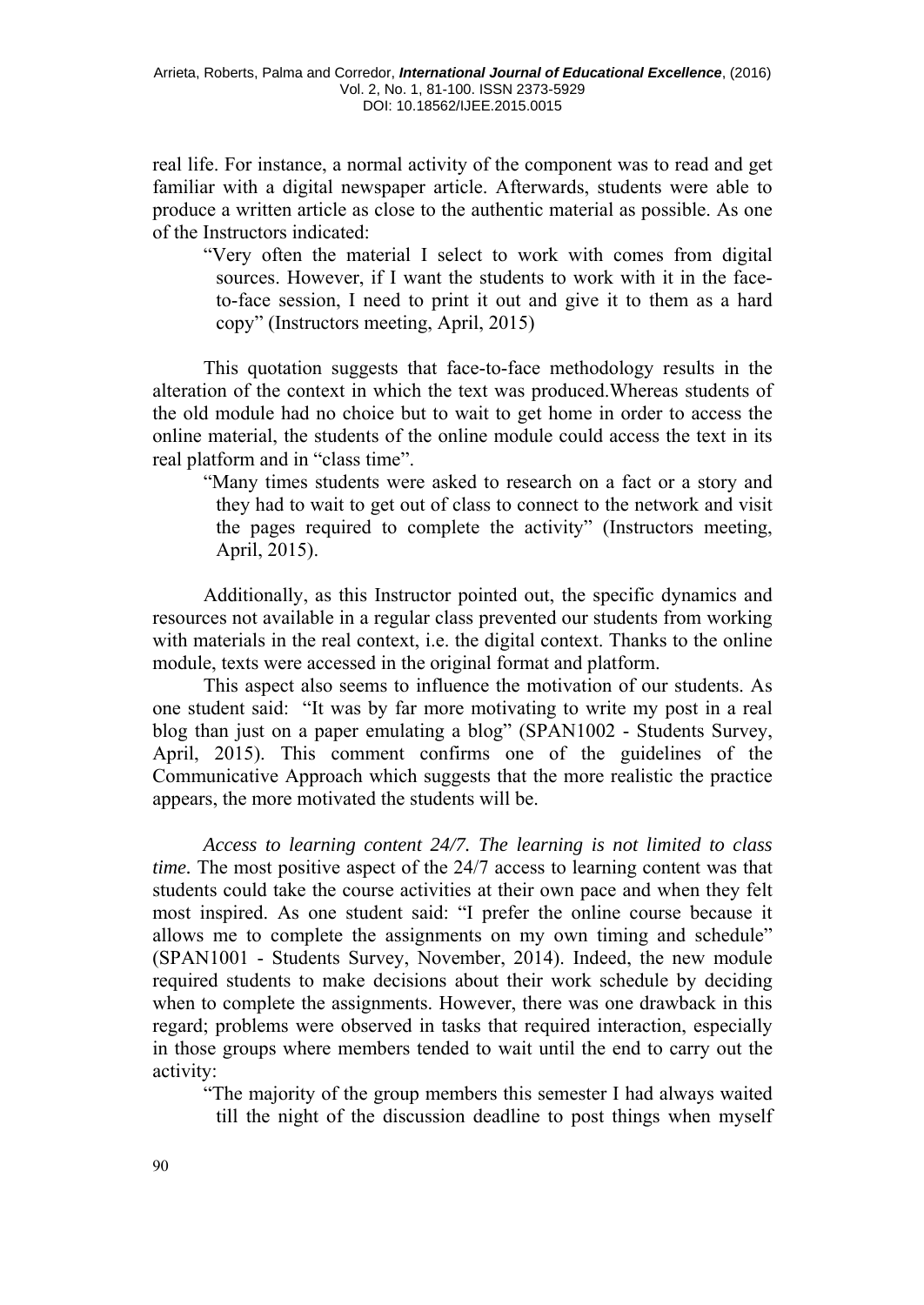real life. For instance, a normal activity of the component was to read and get familiar with a digital newspaper article. Afterwards, students were able to produce a written article as close to the authentic material as possible. As one of the Instructors indicated:

> "Very often the material I select to work with comes from digital sources. However, if I want the students to work with it in the face-to-face session, I need to print it out and give it to them as a hard copy" (Instructors meeting, April, 2015)

This quotation suggests that face-to-face methodology results in the alteration of the context in which the text was produced.Whereas students of the old module had no choice but to wait to get home in order to access the online material, the students of the online module could access the text in its real platform and in "class time".

> "Many times students were asked to research on a fact or a story and they had to wait to get out of class to connect to the network and visit the pages required to complete the activity" (Instructors meeting, April, 2015).

Additionally, as this Instructor pointed out, the specific dynamics and resources not available in a regular class prevented our students from working with materials in the real context, i.e. the digital context. Thanks to the online module, texts were accessed in the original format and platform.

This aspect also seems to influence the motivation of our students. As one student said: "It was by far more motivating to write my post in a real blog than just on a paper emulating a blog" (SPAN1002 - Students Survey, April, 2015). This comment confirms one of the guidelines of the Communicative Approach which suggests that the more realistic the practice appears, the more motivated the students will be.

*Access to learning content 24/7. The learning is not limited to class time.* The most positive aspect of the 24/7 access to learning content was that students could take the course activities at their own pace and when they felt most inspired. As one student said: "I prefer the online course because it allows me to complete the assignments on my own timing and schedule" (SPAN1001 - Students Survey, November, 2014). Indeed, the new module required students to make decisions about their work schedule by deciding when to complete the assignments. However, there was one drawback in this regard; problems were observed in tasks that required interaction, especially in those groups where members tended to wait until the end to carry out the activity:

> "The majority of the group members this semester I had always waited till the night of the discussion deadline to post things when myself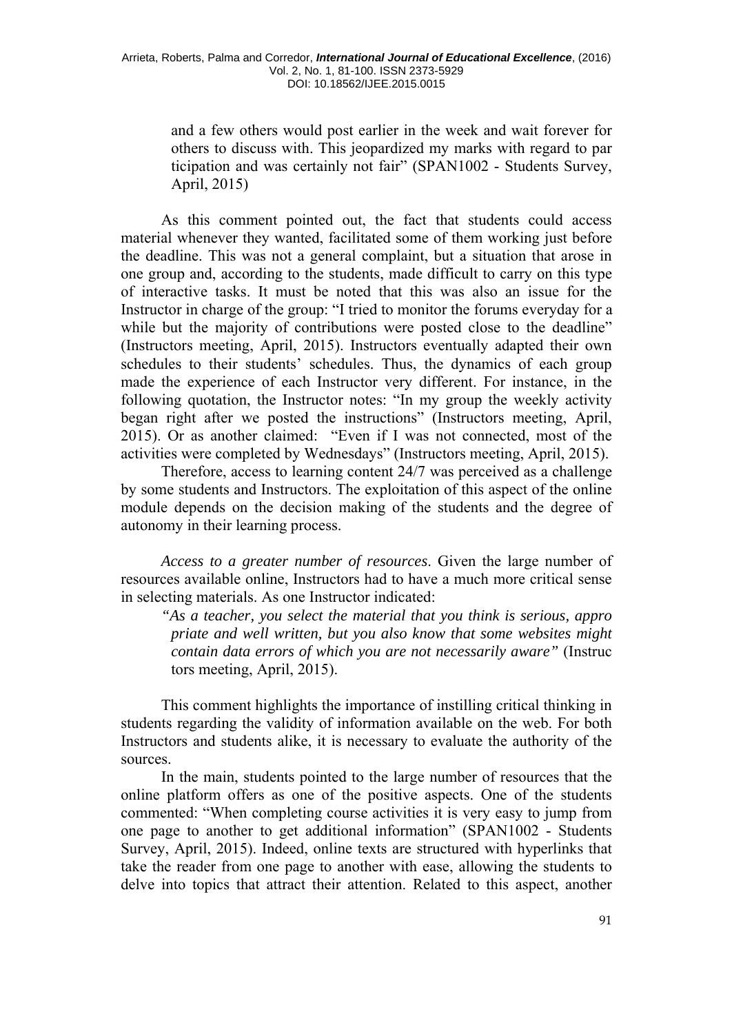and a few others would post earlier in the week and wait forever for others to discuss with. This jeopardized my marks with regard to participation and was certainly not fair" (SPAN1002 - Students Survey, April, 2015)

As this comment pointed out, the fact that students could access material whenever they wanted, facilitated some of them working just before the deadline. This was not a general complaint, but a situation that arose in one group and, according to the students, made difficult to carry on this type of interactive tasks. It must be noted that this was also an issue for the Instructor in charge of the group: "I tried to monitor the forums everyday for a while but the majority of contributions were posted close to the deadline" (Instructors meeting, April, 2015). Instructors eventually adapted their own schedules to their students' schedules. Thus, the dynamics of each group made the experience of each Instructor very different. For instance, in the following quotation, the Instructor notes: "In my group the weekly activity began right after we posted the instructions" (Instructors meeting, April, 2015). Or as another claimed: "Even if I was not connected, most of the activities were completed by Wednesdays" (Instructors meeting, April, 2015).

Therefore, access to learning content 24/7 was perceived as a challenge by some students and Instructors. The exploitation of this aspect of the online module depends on the decision making of the students and the degree of autonomy in their learning process.

*Access to a greater number of resources*. Given the large number of resources available online, Instructors had to have a much more critical sense in selecting materials. As one Instructor indicated:

> *"As a teacher, you select the material that you think is serious, appropriate and well written, but you also know that some websites might contain data errors of which you are not necessarily aware"* (Instructors meeting, April, 2015).

This comment highlights the importance of instilling critical thinking in students regarding the validity of information available on the web. For both Instructors and students alike, it is necessary to evaluate the authority of the sources.

In the main, students pointed to the large number of resources that the online platform offers as one of the positive aspects. One of the students commented: "When completing course activities it is very easy to jump from one page to another to get additional information" (SPAN1002 - Students Survey, April, 2015). Indeed, online texts are structured with hyperlinks that take the reader from one page to another with ease, allowing the students to delve into topics that attract their attention. Related to this aspect, another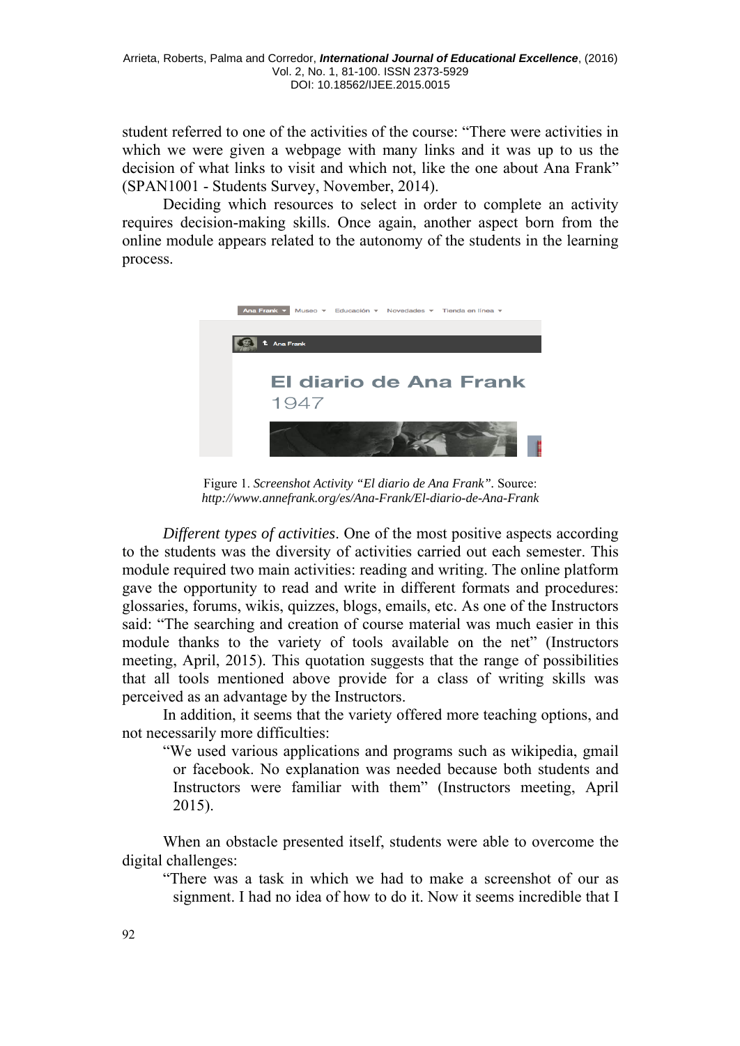student referred to one of the activities of the course: "There were activities in which we were given a webpage with many links and it was up to us the decision of what links to visit and which not, like the one about Ana Frank" (SPAN1001 - Students Survey, November, 2014).

Deciding which resources to select in order to complete an activity requires decision-making skills. Once again, another aspect born from the online module appears related to the autonomy of the students in the learning process.

Figure 1. *Screenshot Activity "El diario de Ana Frank"*. Source: *http://www.annefrank.org/es/Ana-Frank/El-diario-de-Ana-Frank*

*Different types of activities*. One of the most positive aspects according to the students was the diversity of activities carried out each semester. This module required two main activities: reading and writing. The online platform gave the opportunity to read and write in different formats and procedures: glossaries, forums, wikis, quizzes, blogs, emails, etc. As one of the Instructors said: "The searching and creation of course material was much easier in this module thanks to the variety of tools available on the net" (Instructors meeting, April, 2015). This quotation suggests that the range of possibilities that all tools mentioned above provide for a class of writing skills was perceived as an advantage by the Instructors.

In addition, it seems that the variety offered more teaching options, and not necessarily more difficulties:

> "We used various applications and programs such as wikipedia, gmail or facebook. No explanation was needed because both students and Instructors were familiar with them" (Instructors meeting, April 2015).

When an obstacle presented itself, students were able to overcome the digital challenges:

> "There was a task in which we had to make a screenshot of our as signment. I had no idea of how to do it. Now it seems incredible that I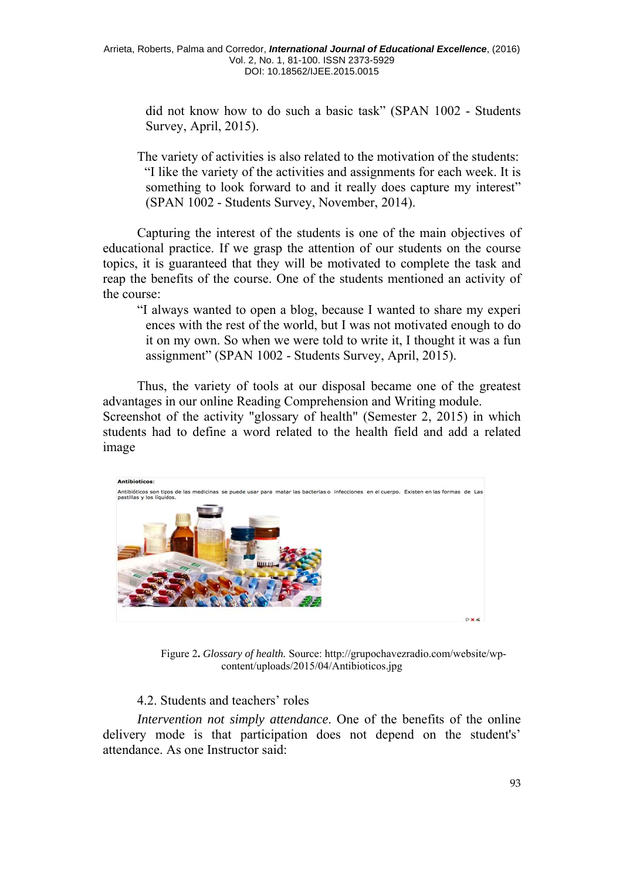did not know how to do such a basic task" (SPAN 1002 - Students Survey, April, 2015).

The variety of activities is also related to the motivation of the students: "I like the variety of the activities and assignments for each week. It is something to look forward to and it really does capture my interest" (SPAN 1002 - Students Survey, November, 2014).

Capturing the interest of the students is one of the main objectives of educational practice. If we grasp the attention of our students on the course topics, it is guaranteed that they will be motivated to complete the task and reap the benefits of the course. One of the students mentioned an activity of the course:

> "I always wanted to open a blog, because I wanted to share my experi ences with the rest of the world, but I was not motivated enough to do it on my own. So when we were told to write it, I thought it was a fun assignment" (SPAN 1002 - Students Survey, April, 2015).

Thus, the variety of tools at our disposal became one of the greatest advantages in our online Reading Comprehension and Writing module.
Screenshot of the activity "glossary of health" (Semester 2, 2015) in which students had to define a word related to the health field and add a related image

**Antibioticos:**

Antibióticos son tipos de las medicinas se puede usar para matar las bacterias o infecciones en el cuerpo. Existen en las formas de Las pastillas y los líquidos.

Figure 2**.** *Glossary of health.* Source: http://grupochavezradio.com/website/wp-content/uploads/2015/04/Antibioticos.jpg

## 4.2. Students and teachers' roles

*Intervention not simply attendance*. One of the benefits of the online delivery mode is that participation does not depend on the student's' attendance. As one Instructor said: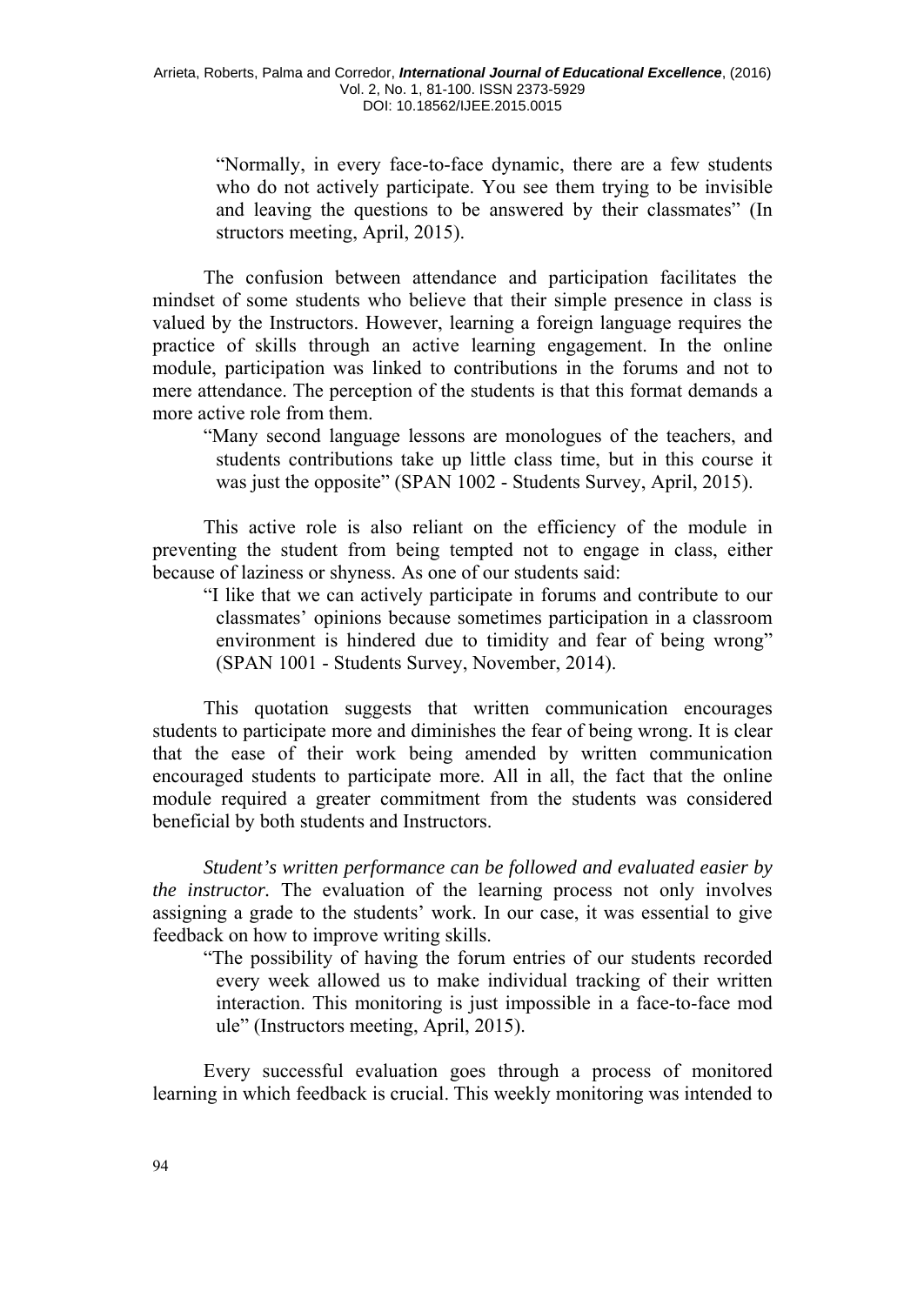> "Normally, in every face-to-face dynamic, there are a few students who do not actively participate. You see them trying to be invisible and leaving the questions to be answered by their classmates" (Instructors meeting, April, 2015).

The confusion between attendance and participation facilitates the mindset of some students who believe that their simple presence in class is valued by the Instructors. However, learning a foreign language requires the practice of skills through an active learning engagement. In the online module, participation was linked to contributions in the forums and not to mere attendance. The perception of the students is that this format demands a more active role from them.

> "Many second language lessons are monologues of the teachers, and students contributions take up little class time, but in this course it was just the opposite" (SPAN 1002 - Students Survey, April, 2015).

This active role is also reliant on the efficiency of the module in preventing the student from being tempted not to engage in class, either because of laziness or shyness. As one of our students said:

> "I like that we can actively participate in forums and contribute to our classmates' opinions because sometimes participation in a classroom environment is hindered due to timidity and fear of being wrong" (SPAN 1001 - Students Survey, November, 2014).

This quotation suggests that written communication encourages students to participate more and diminishes the fear of being wrong. It is clear that the ease of their work being amended by written communication encouraged students to participate more. All in all, the fact that the online module required a greater commitment from the students was considered beneficial by both students and Instructors.

*Student's written performance can be followed and evaluated easier by the instructor.* The evaluation of the learning process not only involves assigning a grade to the students' work. In our case, it was essential to give feedback on how to improve writing skills.

> "The possibility of having the forum entries of our students recorded every week allowed us to make individual tracking of their written interaction. This monitoring is just impossible in a face-to-face module" (Instructors meeting, April, 2015).

Every successful evaluation goes through a process of monitored learning in which feedback is crucial. This weekly monitoring was intended to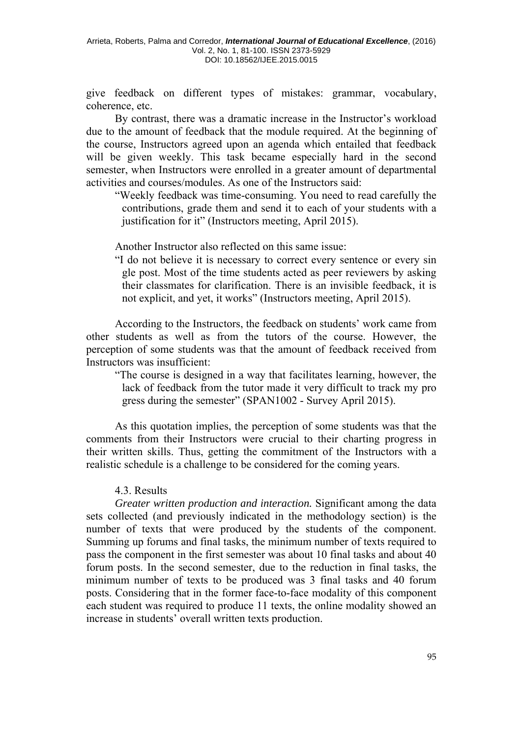give feedback on different types of mistakes: grammar, vocabulary, coherence, etc.

By contrast, there was a dramatic increase in the Instructor's workload due to the amount of feedback that the module required. At the beginning of the course, Instructors agreed upon an agenda which entailed that feedback will be given weekly. This task became especially hard in the second semester, when Instructors were enrolled in a greater amount of departmental activities and courses/modules. As one of the Instructors said:

> "Weekly feedback was time-consuming. You need to read carefully the contributions, grade them and send it to each of your students with a justification for it" (Instructors meeting, April 2015).

Another Instructor also reflected on this same issue:

> "I do not believe it is necessary to correct every sentence or every single post. Most of the time students acted as peer reviewers by asking their classmates for clarification. There is an invisible feedback, it is not explicit, and yet, it works" (Instructors meeting, April 2015).

According to the Instructors, the feedback on students' work came from other students as well as from the tutors of the course. However, the perception of some students was that the amount of feedback received from Instructors was insufficient:

> "The course is designed in a way that facilitates learning, however, the lack of feedback from the tutor made it very difficult to track my progress during the semester" (SPAN1002 - Survey April 2015).

As this quotation implies, the perception of some students was that the comments from their Instructors were crucial to their charting progress in their written skills. Thus, getting the commitment of the Instructors with a realistic schedule is a challenge to be considered for the coming years.

### 4.3. Results

*Greater written production and interaction.* Significant among the data sets collected (and previously indicated in the methodology section) is the number of texts that were produced by the students of the component. Summing up forums and final tasks, the minimum number of texts required to pass the component in the first semester was about 10 final tasks and about 40 forum posts. In the second semester, due to the reduction in final tasks, the minimum number of texts to be produced was 3 final tasks and 40 forum posts. Considering that in the former face-to-face modality of this component each student was required to produce 11 texts, the online modality showed an increase in students' overall written texts production.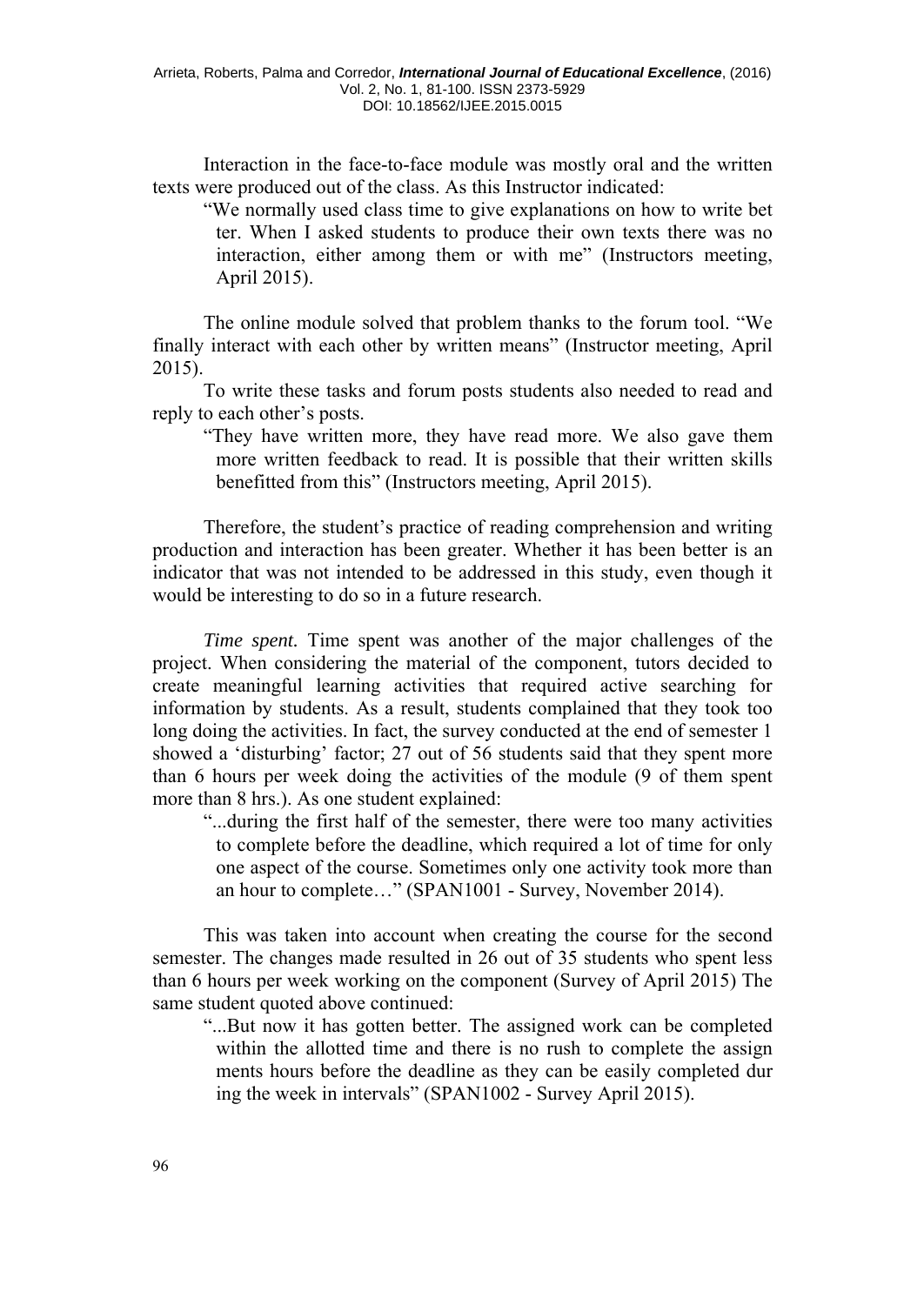Interaction in the face-to-face module was mostly oral and the written texts were produced out of the class. As this Instructor indicated:

> "We normally used class time to give explanations on how to write better. When I asked students to produce their own texts there was no interaction, either among them or with me" (Instructors meeting, April 2015).

The online module solved that problem thanks to the forum tool. "We finally interact with each other by written means" (Instructor meeting, April 2015).

To write these tasks and forum posts students also needed to read and reply to each other's posts.

> "They have written more, they have read more. We also gave them more written feedback to read. It is possible that their written skills benefitted from this" (Instructors meeting, April 2015).

Therefore, the student's practice of reading comprehension and writing production and interaction has been greater. Whether it has been better is an indicator that was not intended to be addressed in this study, even though it would be interesting to do so in a future research.

*Time spent.* Time spent was another of the major challenges of the project. When considering the material of the component, tutors decided to create meaningful learning activities that required active searching for information by students. As a result, students complained that they took too long doing the activities. In fact, the survey conducted at the end of semester 1 showed a 'disturbing' factor; 27 out of 56 students said that they spent more than 6 hours per week doing the activities of the module (9 of them spent more than 8 hrs.). As one student explained:

> "...during the first half of the semester, there were too many activities to complete before the deadline, which required a lot of time for only one aspect of the course. Sometimes only one activity took more than an hour to complete…" (SPAN1001 - Survey, November 2014).

This was taken into account when creating the course for the second semester. The changes made resulted in 26 out of 35 students who spent less than 6 hours per week working on the component (Survey of April 2015) The same student quoted above continued:

> "...But now it has gotten better. The assigned work can be completed within the allotted time and there is no rush to complete the assignments hours before the deadline as they can be easily completed during the week in intervals" (SPAN1002 - Survey April 2015).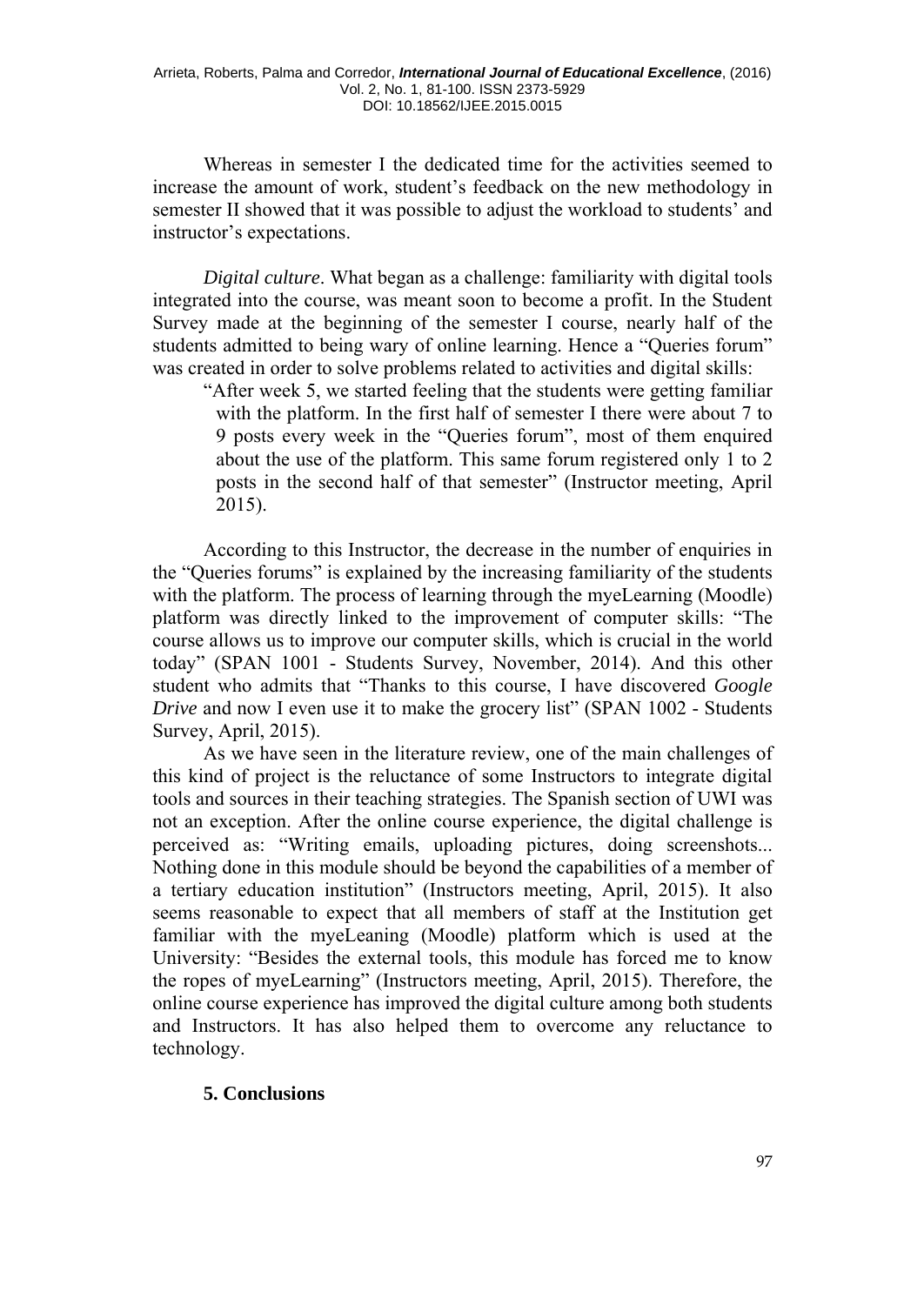Whereas in semester I the dedicated time for the activities seemed to increase the amount of work, student's feedback on the new methodology in semester II showed that it was possible to adjust the workload to students' and instructor's expectations.

*Digital culture*. What began as a challenge: familiarity with digital tools integrated into the course, was meant soon to become a profit. In the Student Survey made at the beginning of the semester I course, nearly half of the students admitted to being wary of online learning. Hence a "Queries forum" was created in order to solve problems related to activities and digital skills:

> "After week 5, we started feeling that the students were getting familiar with the platform. In the first half of semester I there were about 7 to 9 posts every week in the "Queries forum", most of them enquired about the use of the platform. This same forum registered only 1 to 2 posts in the second half of that semester" (Instructor meeting, April 2015).

According to this Instructor, the decrease in the number of enquiries in the "Queries forums" is explained by the increasing familiarity of the students with the platform. The process of learning through the myeLearning (Moodle) platform was directly linked to the improvement of computer skills: "The course allows us to improve our computer skills, which is crucial in the world today" (SPAN 1001 - Students Survey, November, 2014). And this other student who admits that "Thanks to this course, I have discovered *Google Drive* and now I even use it to make the grocery list" (SPAN 1002 - Students Survey, April, 2015).

As we have seen in the literature review, one of the main challenges of this kind of project is the reluctance of some Instructors to integrate digital tools and sources in their teaching strategies. The Spanish section of UWI was not an exception. After the online course experience, the digital challenge is perceived as: "Writing emails, uploading pictures, doing screenshots... Nothing done in this module should be beyond the capabilities of a member of a tertiary education institution" (Instructors meeting, April, 2015). It also seems reasonable to expect that all members of staff at the Institution get familiar with the myeLeaning (Moodle) platform which is used at the University: "Besides the external tools, this module has forced me to know the ropes of myeLearning" (Instructors meeting, April, 2015). Therefore, the online course experience has improved the digital culture among both students and Instructors. It has also helped them to overcome any reluctance to technology.

## 5. Conclusions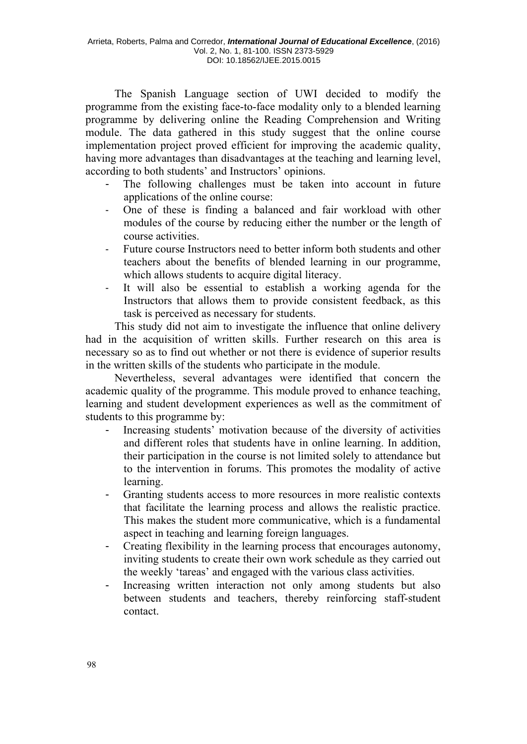The Spanish Language section of UWI decided to modify the programme from the existing face-to-face modality only to a blended learning programme by delivering online the Reading Comprehension and Writing module. The data gathered in this study suggest that the online course implementation project proved efficient for improving the academic quality, having more advantages than disadvantages at the teaching and learning level, according to both students' and Instructors' opinions.

- The following challenges must be taken into account in future applications of the online course:
- One of these is finding a balanced and fair workload with other modules of the course by reducing either the number or the length of course activities.
- Future course Instructors need to better inform both students and other teachers about the benefits of blended learning in our programme, which allows students to acquire digital literacy.
- It will also be essential to establish a working agenda for the Instructors that allows them to provide consistent feedback, as this task is perceived as necessary for students.

This study did not aim to investigate the influence that online delivery had in the acquisition of written skills. Further research on this area is necessary so as to find out whether or not there is evidence of superior results in the written skills of the students who participate in the module.

Nevertheless, several advantages were identified that concern the academic quality of the programme. This module proved to enhance teaching, learning and student development experiences as well as the commitment of students to this programme by:

- Increasing students' motivation because of the diversity of activities and different roles that students have in online learning. In addition, their participation in the course is not limited solely to attendance but to the intervention in forums. This promotes the modality of active learning.
- Granting students access to more resources in more realistic contexts that facilitate the learning process and allows the realistic practice. This makes the student more communicative, which is a fundamental aspect in teaching and learning foreign languages.
- Creating flexibility in the learning process that encourages autonomy, inviting students to create their own work schedule as they carried out the weekly 'tareas' and engaged with the various class activities.
- Increasing written interaction not only among students but also between students and teachers, thereby reinforcing staff-student contact.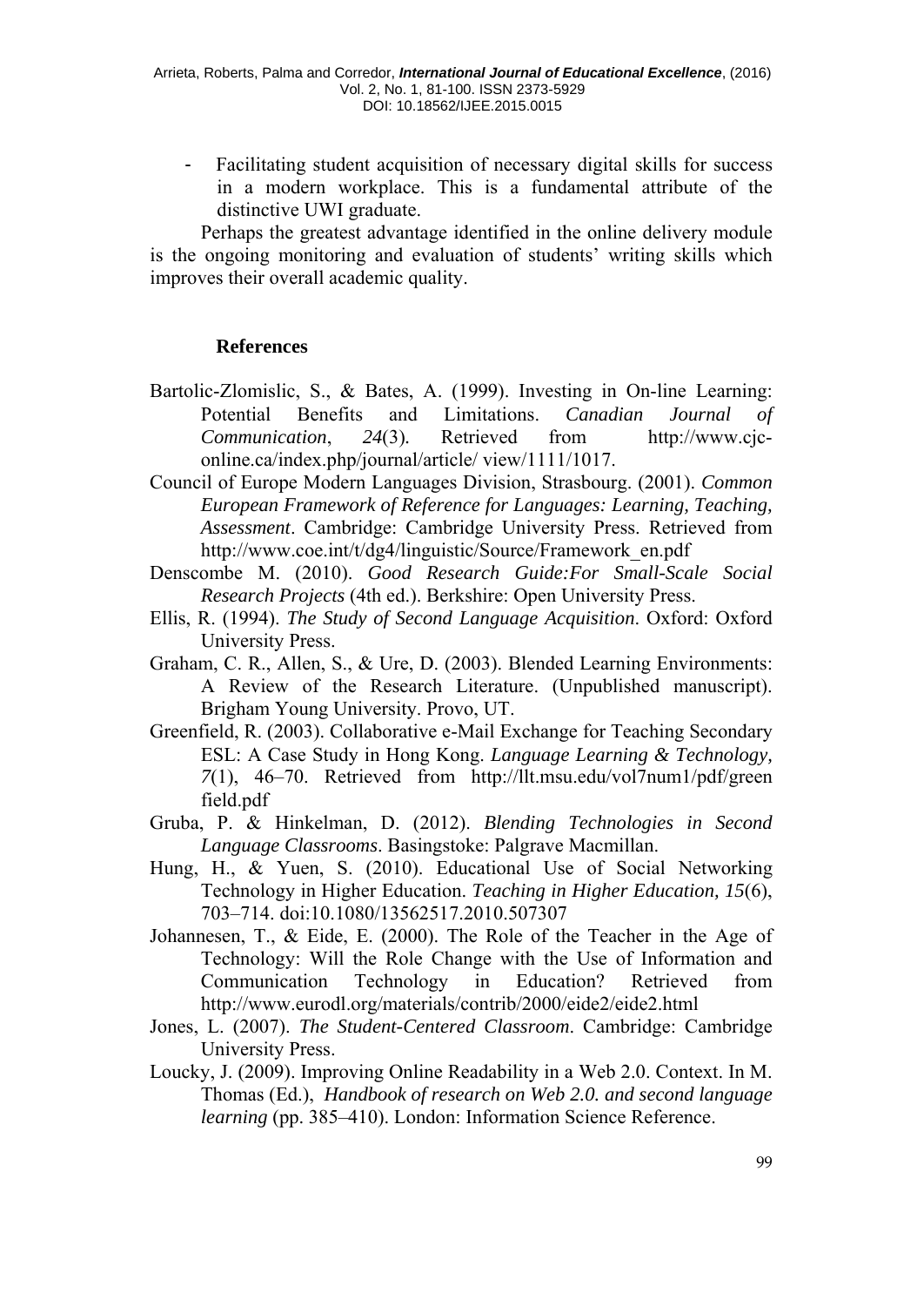- Facilitating student acquisition of necessary digital skills for success in a modern workplace. This is a fundamental attribute of the distinctive UWI graduate.

Perhaps the greatest advantage identified in the online delivery module is the ongoing monitoring and evaluation of students' writing skills which improves their overall academic quality.

## References

Bartolic-Zlomislic, S., & Bates, A. (1999). Investing in On-line Learning: Potential Benefits and Limitations. *Canadian Journal of Communication*, *24*(3). Retrieved from http://www.cjc-online.ca/index.php/journal/article/ view/1111/1017.

Council of Europe Modern Languages Division, Strasbourg. (2001). *Common European Framework of Reference for Languages: Learning, Teaching, Assessment*. Cambridge: Cambridge University Press. Retrieved from http://www.coe.int/t/dg4/linguistic/Source/Framework_en.pdf

Denscombe M. (2010). *Good Research Guide:For Small-Scale Social Research Projects* (4th ed.). Berkshire: Open University Press.

Ellis, R. (1994). *The Study of Second Language Acquisition*. Oxford: Oxford University Press.

Graham, C. R., Allen, S., & Ure, D. (2003). Blended Learning Environments: A Review of the Research Literature. (Unpublished manuscript). Brigham Young University. Provo, UT.

Greenfield, R. (2003). Collaborative e-Mail Exchange for Teaching Secondary ESL: A Case Study in Hong Kong. *Language Learning & Technology, 7*(1), 46–70. Retrieved from http://llt.msu.edu/vol7num1/pdf/greenfield.pdf

Gruba, P. & Hinkelman, D. (2012). *Blending Technologies in Second Language Classrooms*. Basingstoke: Palgrave Macmillan.

Hung, H., & Yuen, S. (2010). Educational Use of Social Networking Technology in Higher Education. *Teaching in Higher Education, 15*(6), 703–714. doi:10.1080/13562517.2010.507307

Johannesen, T., & Eide, E. (2000). The Role of the Teacher in the Age of Technology: Will the Role Change with the Use of Information and Communication Technology in Education? Retrieved from http://www.eurodl.org/materials/contrib/2000/eide2/eide2.html

Jones, L. (2007). *The Student-Centered Classroom*. Cambridge: Cambridge University Press.

Loucky, J. (2009). Improving Online Readability in a Web 2.0. Context. In M. Thomas (Ed.), *Handbook of research on Web 2.0. and second language learning* (pp. 385–410). London: Information Science Reference.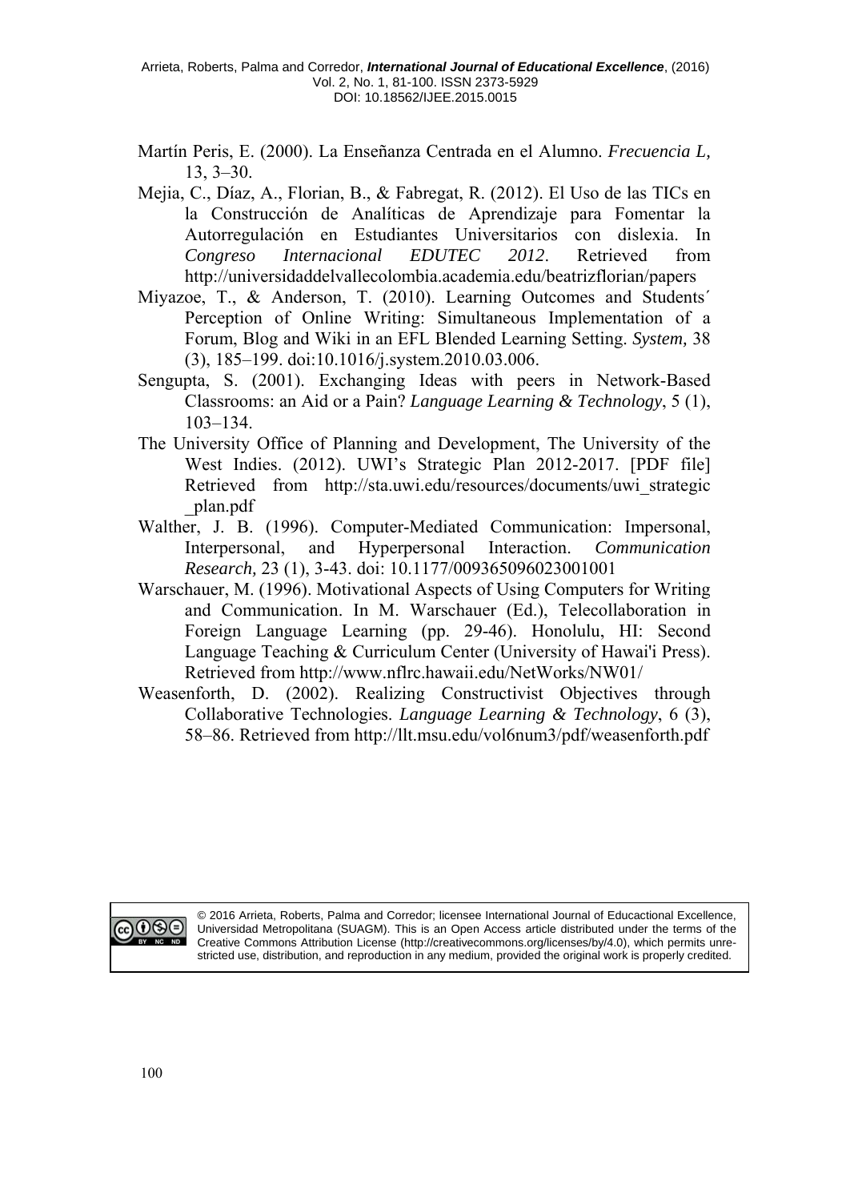Martín Peris, E. (2000). La Enseñanza Centrada en el Alumno. *Frecuencia L,* 13, 3–30.

Mejia, C., Díaz, A., Florian, B., & Fabregat, R. (2012). El Uso de las TICs en la Construcción de Analíticas de Aprendizaje para Fomentar la Autorregulación en Estudiantes Universitarios con dislexia. In *Congreso Internacional EDUTEC 2012*. Retrieved from http://universidaddelvallecolombia.academia.edu/beatrizflorian/papers

Miyazoe, T., & Anderson, T. (2010). Learning Outcomes and Students´ Perception of Online Writing: Simultaneous Implementation of a Forum, Blog and Wiki in an EFL Blended Learning Setting. *System,* 38 (3), 185–199. doi:10.1016/j.system.2010.03.006.

Sengupta, S. (2001). Exchanging Ideas with peers in Network-Based Classrooms: an Aid or a Pain? *Language Learning & Technology*, 5 (1), 103–134.

The University Office of Planning and Development, The University of the West Indies. (2012). UWI's Strategic Plan 2012-2017. [PDF file] Retrieved from http://sta.uwi.edu/resources/documents/uwi_strategic_plan.pdf

Walther, J. B. (1996). Computer-Mediated Communication: Impersonal, Interpersonal, and Hyperpersonal Interaction. *Communication Research,* 23 (1), 3-43. doi: 10.1177/009365096023001001

Warschauer, M. (1996). Motivational Aspects of Using Computers for Writing and Communication. In M. Warschauer (Ed.), Telecollaboration in Foreign Language Learning (pp. 29-46). Honolulu, HI: Second Language Teaching & Curriculum Center (University of Hawai'i Press). Retrieved from http://www.nflrc.hawaii.edu/NetWorks/NW01/

Weasenforth, D. (2002). Realizing Constructivist Objectives through Collaborative Technologies. *Language Learning & Technology*, 6 (3), 58–86. Retrieved from http://llt.msu.edu/vol6num3/pdf/weasenforth.pdf

© 2016 Arrieta, Roberts, Palma and Corredor; licensee International Journal of Educactional Excellence, Universidad Metropolitana (SUAGM). This is an Open Access article distributed under the terms of the Creative Commons Attribution License (http://creativecommons.org/licenses/by/4.0), which permits unrestricted use, distribution, and reproduction in any medium, provided the original work is properly credited.